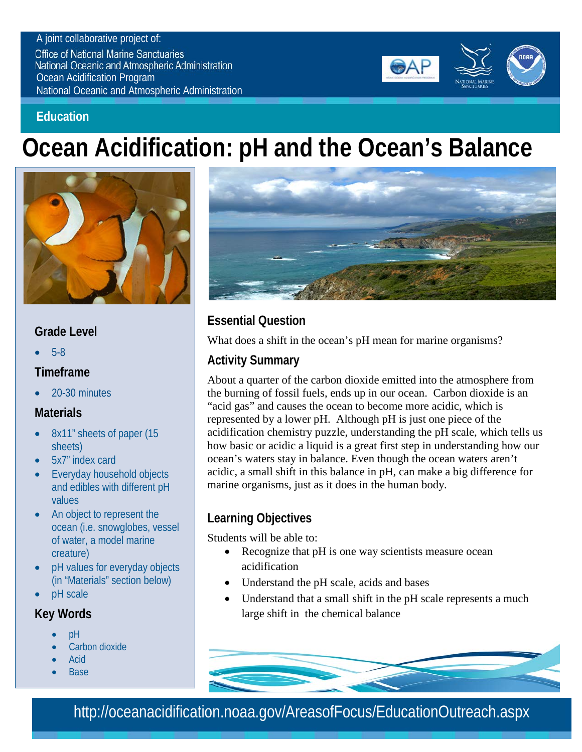A joint collaborative project of:

Office of National Marine Sanctuaries
National Oceanic and Atmospheric Administration
Ocean Acidification Program
National Oceanic and Atmospheric Administration

**Education**

# Ocean Acidification: pH and the Ocean's Balance

## Grade Level

- 5-8

## Timeframe

- 20-30 minutes

## Materials

- 8x11" sheets of paper (15 sheets)
- 5x7" index card
- Everyday household objects and edibles with different pH values
- An object to represent the ocean (i.e. snowglobes, vessel of water, a model marine creature)
- pH values for everyday objects (in "Materials" section below)
- pH scale

## Key Words

- pH
- Carbon dioxide
- Acid
- Base

## Essential Question

What does a shift in the ocean's pH mean for marine organisms?

## Activity Summary

About a quarter of the carbon dioxide emitted into the atmosphere from the burning of fossil fuels, ends up in our ocean. Carbon dioxide is an "acid gas" and causes the ocean to become more acidic, which is represented by a lower pH. Although pH is just one piece of the acidification chemistry puzzle, understanding the pH scale, which tells us how basic or acidic a liquid is a great first step in understanding how our ocean's waters stay in balance. Even though the ocean waters aren't acidic, a small shift in this balance in pH, can make a big difference for marine organisms, just as it does in the human body.

## Learning Objectives

Students will be able to:

- Recognize that pH is one way scientists measure ocean acidification
- Understand the pH scale, acids and bases
- Understand that a small shift in the pH scale represents a much large shift in the chemical balance

http://oceanacidification.noaa.gov/AreasofFocus/EducationOutreach.aspx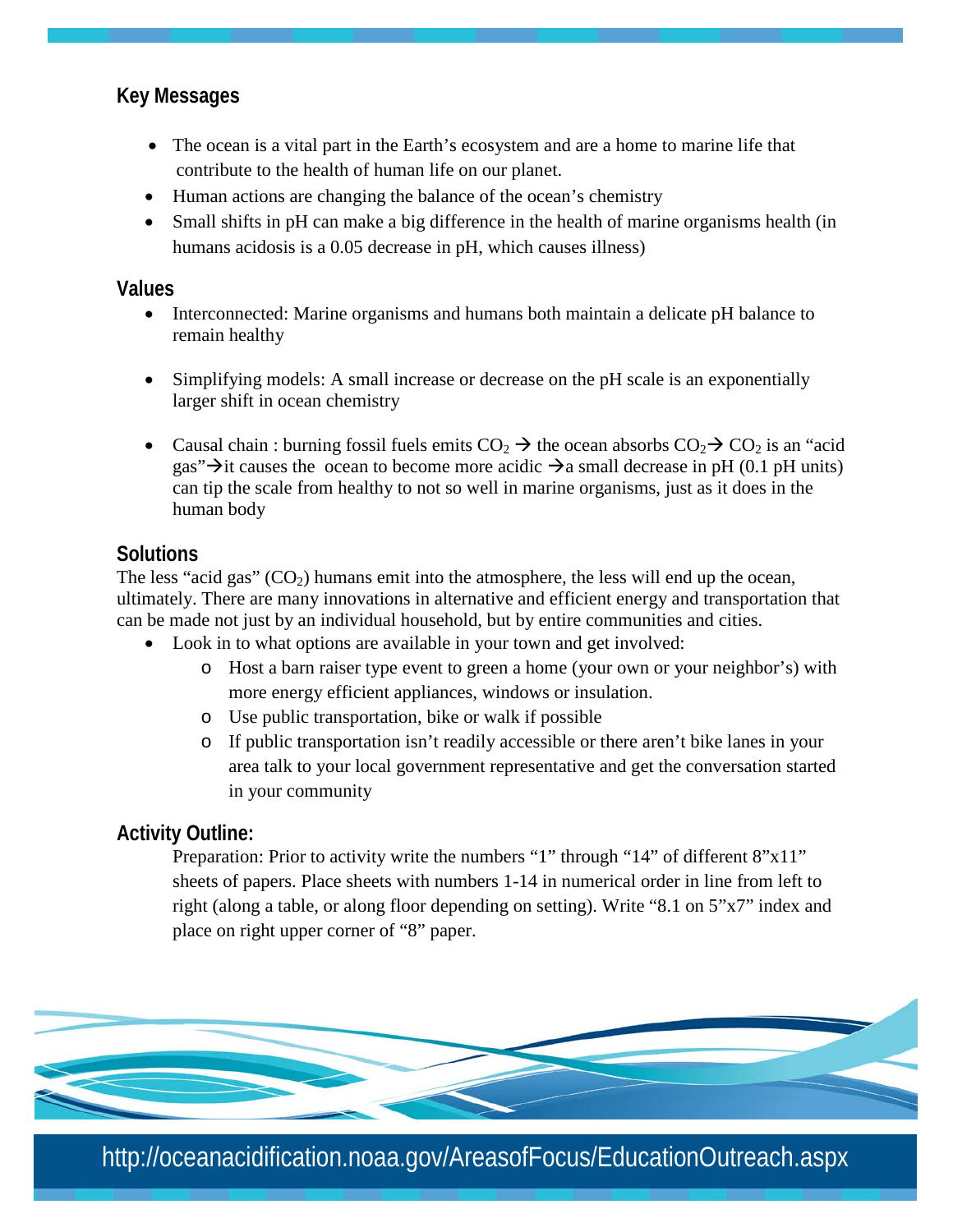## Key Messages

- The ocean is a vital part in the Earth's ecosystem and are a home to marine life that contribute to the health of human life on our planet.
- Human actions are changing the balance of the ocean's chemistry
- Small shifts in pH can make a big difference in the health of marine organisms health (in humans acidosis is a 0.05 decrease in pH, which causes illness)

## Values

- Interconnected: Marine organisms and humans both maintain a delicate pH balance to remain healthy
- Simplifying models: A small increase or decrease on the pH scale is an exponentially larger shift in ocean chemistry
- Causal chain : burning fossil fuels emits $CO_2$ → the ocean absorbs $CO_2$→ $CO_2$ is an "acid gas"→it causes the ocean to become more acidic →a small decrease in pH (0.1 pH units) can tip the scale from healthy to not so well in marine organisms, just as it does in the human body

## Solutions

The less "acid gas" ($CO_2$) humans emit into the atmosphere, the less will end up the ocean, ultimately. There are many innovations in alternative and efficient energy and transportation that can be made not just by an individual household, but by entire communities and cities.

- Look in to what options are available in your town and get involved:
  - Host a barn raiser type event to green a home (your own or your neighbor's) with more energy efficient appliances, windows or insulation.
  - Use public transportation, bike or walk if possible
  - If public transportation isn't readily accessible or there aren't bike lanes in your area talk to your local government representative and get the conversation started in your community

## Activity Outline:

Preparation: Prior to activity write the numbers "1" through "14" of different 8"x11" sheets of papers. Place sheets with numbers 1-14 in numerical order in line from left to right (along a table, or along floor depending on setting). Write "8.1 on 5"x7" index and place on right upper corner of "8" paper.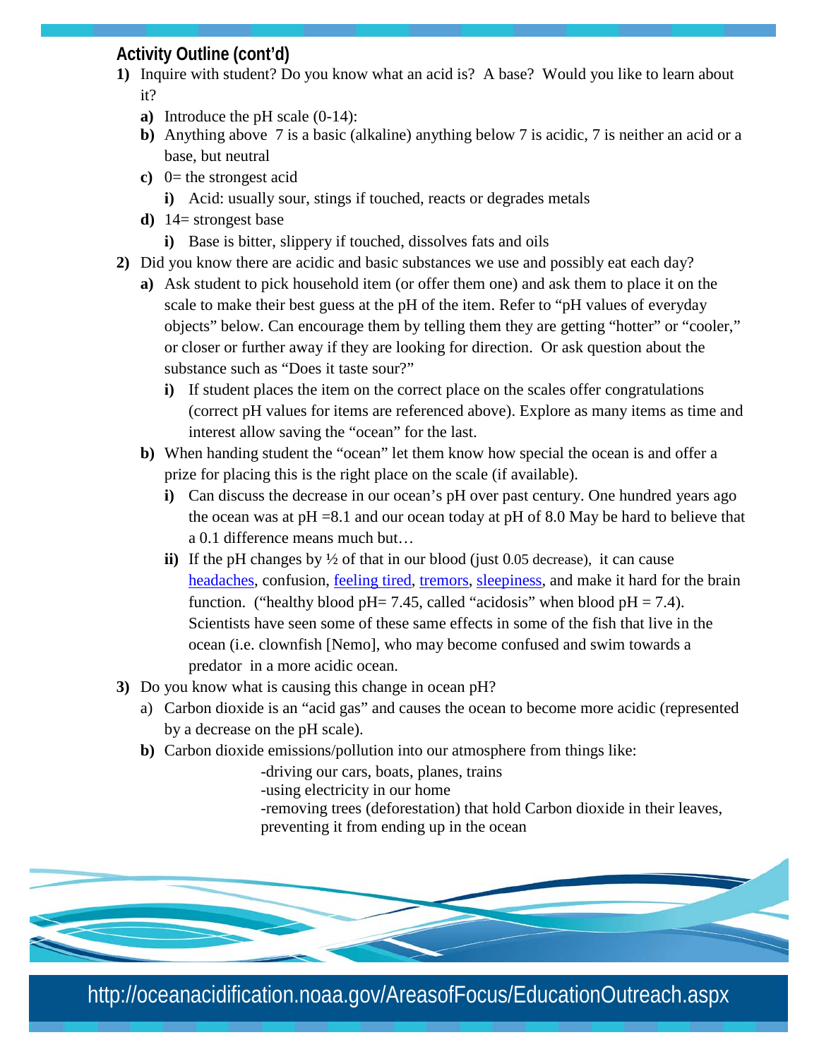## Activity Outline (cont'd)

1) Inquire with student? Do you know what an acid is? A base? Would you like to learn about it?
   a) Introduce the pH scale (0-14):
   b) Anything above 7 is a basic (alkaline) anything below 7 is acidic, 7 is neither an acid or a base, but neutral
   c) 0= the strongest acid
      i) Acid: usually sour, stings if touched, reacts or degrades metals
   d) 14= strongest base
      i) Base is bitter, slippery if touched, dissolves fats and oils
2) Did you know there are acidic and basic substances we use and possibly eat each day?
   a) Ask student to pick household item (or offer them one) and ask them to place it on the scale to make their best guess at the pH of the item. Refer to "pH values of everyday objects" below. Can encourage them by telling them they are getting "hotter" or "cooler," or closer or further away if they are looking for direction. Or ask question about the substance such as "Does it taste sour?"
      i) If student places the item on the correct place on the scales offer congratulations (correct pH values for items are referenced above). Explore as many items as time and interest allow saving the "ocean" for the last.
   b) When handing student the "ocean" let them know how special the ocean is and offer a prize for placing this is the right place on the scale (if available).
      i) Can discuss the decrease in our ocean's pH over past century. One hundred years ago the ocean was at pH =8.1 and our ocean today at pH of 8.0 May be hard to believe that a 0.1 difference means much but…
      ii) If the pH changes by ½ of that in our blood (just 0.05 decrease), it can cause headaches, confusion, feeling tired, tremors, sleepiness, and make it hard for the brain function. ("healthy blood pH= 7.45, called "acidosis" when blood pH = 7.4). Scientists have seen some of these same effects in some of the fish that live in the ocean (i.e. clownfish [Nemo], who may become confused and swim towards a predator in a more acidic ocean.
3) Do you know what is causing this change in ocean pH?
   a) Carbon dioxide is an "acid gas" and causes the ocean to become more acidic (represented by a decrease on the pH scale).
   b) Carbon dioxide emissions/pollution into our atmosphere from things like:
      - driving our cars, boats, planes, trains
      - using electricity in our home
      - removing trees (deforestation) that hold Carbon dioxide in their leaves, preventing it from ending up in the ocean

http://oceanacidification.noaa.gov/AreasofFocus/EducationOutreach.aspx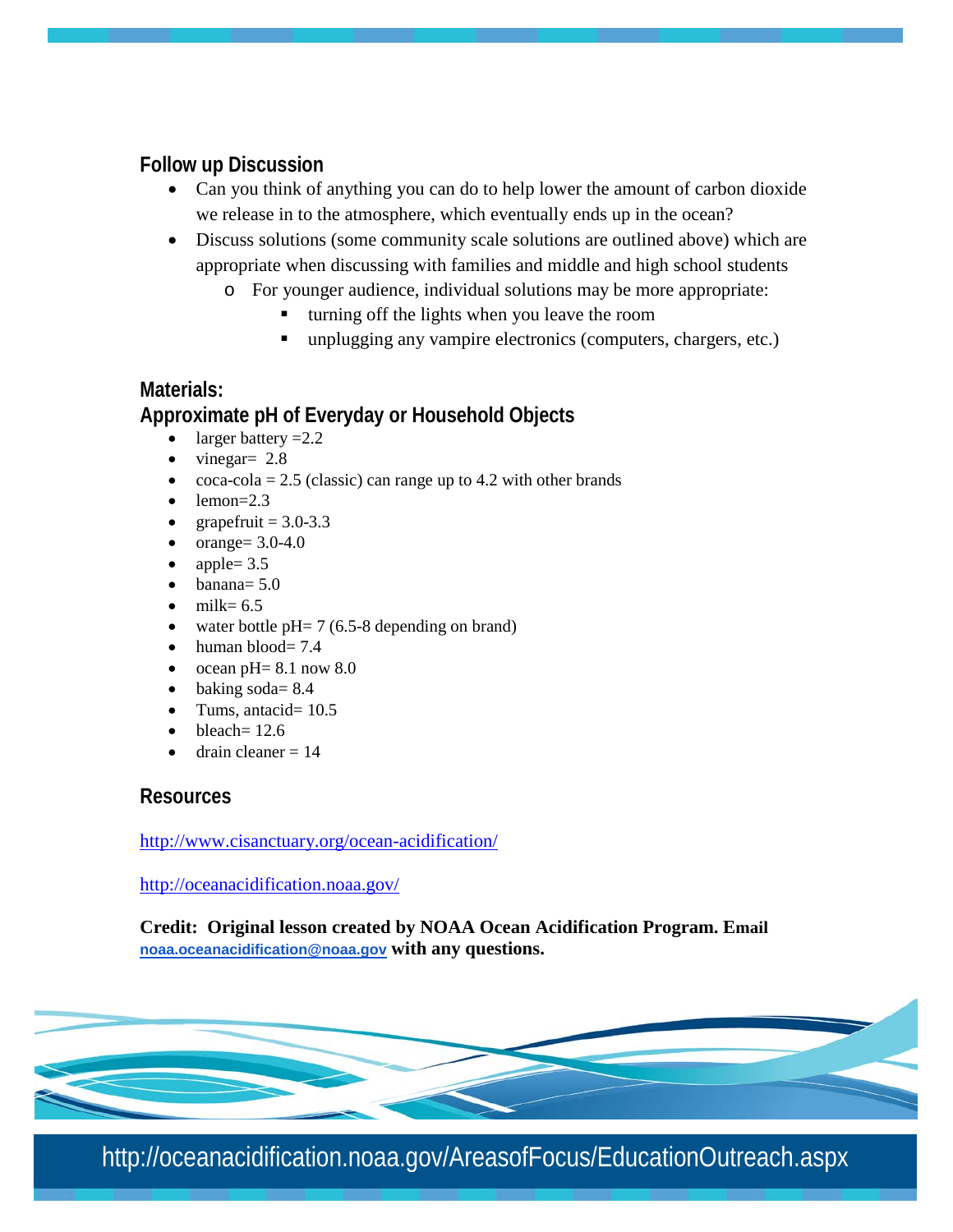## Follow up Discussion

- Can you think of anything you can do to help lower the amount of carbon dioxide we release in to the atmosphere, which eventually ends up in the ocean?
- Discuss solutions (some community scale solutions are outlined above) which are appropriate when discussing with families and middle and high school students
  - For younger audience, individual solutions may be more appropriate:
    - turning off the lights when you leave the room
    - unplugging any vampire electronics (computers, chargers, etc.)

## Materials:

## Approximate pH of Everyday or Household Objects

- larger battery =2.2
- vinegar= 2.8
- coca-cola = 2.5 (classic) can range up to 4.2 with other brands
- lemon=2.3
- grapefruit = 3.0-3.3
- orange= 3.0-4.0
- apple= 3.5
- banana= 5.0
- milk= 6.5
- water bottle pH= 7 (6.5-8 depending on brand)
- human blood= 7.4
- ocean pH= 8.1 now 8.0
- baking soda= 8.4
- Tums, antacid= 10.5
- bleach= 12.6
- drain cleaner = 14

## Resources

http://www.cisanctuary.org/ocean-acidification/

http://oceanacidification.noaa.gov/

**Credit: Original lesson created by NOAA Ocean Acidification Program. Email noaa.oceanacidification@noaa.gov with any questions.**

http://oceanacidification.noaa.gov/AreasofFocus/EducationOutreach.aspx